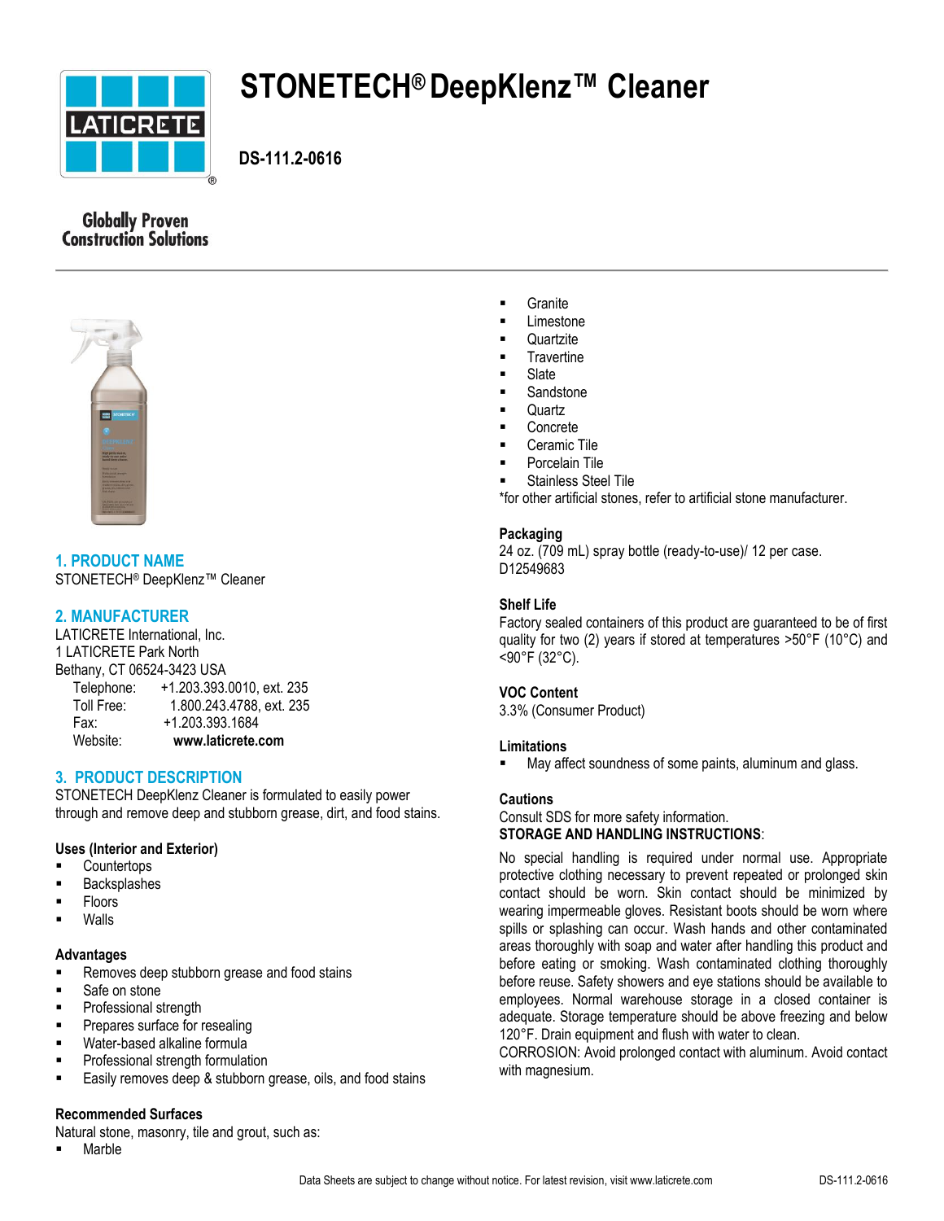# STONETECH® DeepKlenz™ Cleaner

**DS-111.2-0616**

Globally Proven Construction Solutions

## 1. PRODUCT NAME

STONETECH® DeepKlenz™ Cleaner

## 2. MANUFACTURER

LATICRETE International, Inc.
1 LATICRETE Park North
Bethany, CT 06524-3423 USA

| | |
|---|---|
| Telephone: | +1.203.393.0010, ext. 235 |
| Toll Free: | 1.800.243.4788, ext. 235 |
| Fax: | +1.203.393.1684 |
| Website: | **www.laticrete.com** |

## 3. PRODUCT DESCRIPTION

STONETECH DeepKlenz Cleaner is formulated to easily power through and remove deep and stubborn grease, dirt, and food stains.

**Uses (Interior and Exterior)**

- Countertops
- Backsplashes
- Floors
- Walls

**Advantages**

- Removes deep stubborn grease and food stains
- Safe on stone
- Professional strength
- Prepares surface for resealing
- Water-based alkaline formula
- Professional strength formulation
- Easily removes deep & stubborn grease, oils, and food stains

**Recommended Surfaces**

Natural stone, masonry, tile and grout, such as:

- Marble
- Granite
- Limestone
- Quartzite
- Travertine
- Slate
- Sandstone
- Quartz
- Concrete
- Ceramic Tile
- Porcelain Tile
- Stainless Steel Tile

*for other artificial stones, refer to artificial stone manufacturer.

**Packaging**

24 oz. (709 mL) spray bottle (ready-to-use)/ 12 per case.
D12549683

**Shelf Life**

Factory sealed containers of this product are guaranteed to be of first quality for two (2) years if stored at temperatures >50°F (10°C) and <90°F (32°C).

**VOC Content**

3.3% (Consumer Product)

**Limitations**

- May affect soundness of some paints, aluminum and glass.

**Cautions**

Consult SDS for more safety information.

**STORAGE AND HANDLING INSTRUCTIONS**:

No special handling is required under normal use. Appropriate protective clothing necessary to prevent repeated or prolonged skin contact should be worn. Skin contact should be minimized by wearing impermeable gloves. Resistant boots should be worn where spills or splashing can occur. Wash hands and other contaminated areas thoroughly with soap and water after handling this product and before eating or smoking. Wash contaminated clothing thoroughly before reuse. Safety showers and eye stations should be available to employees. Normal warehouse storage in a closed container is adequate. Storage temperature should be above freezing and below 120°F. Drain equipment and flush with water to clean.
CORROSION: Avoid prolonged contact with aluminum. Avoid contact with magnesium.

Data Sheets are subject to change without notice. For latest revision, visit www.laticrete.com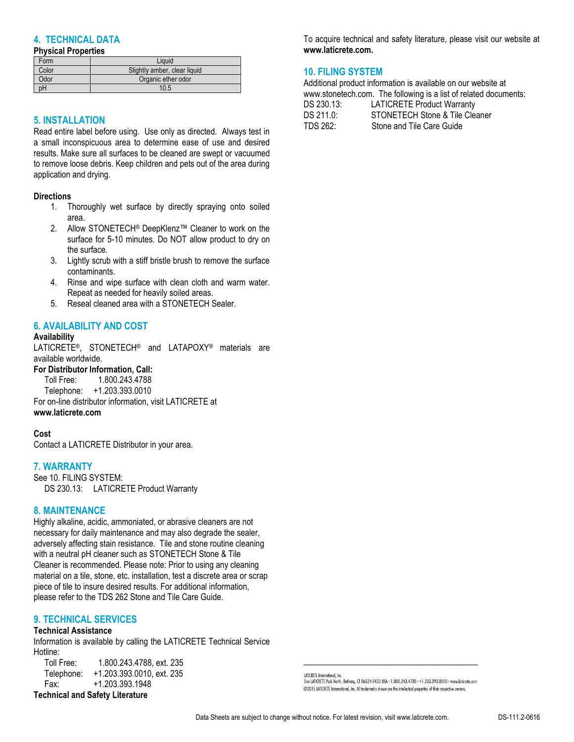## 4. TECHNICAL DATA

**Physical Properties**

| | |
|---|---|
| Form | Liquid |
| Color | Slightly amber, clear liquid |
| Odor | Organic ether odor |
| pH | 10.5 |

## 5. INSTALLATION

Read entire label before using. Use only as directed. Always test in a small inconspicuous area to determine ease of use and desired results. Make sure all surfaces to be cleaned are swept or vacuumed to remove loose debris. Keep children and pets out of the area during application and drying.

**Directions**

1. Thoroughly wet surface by directly spraying onto soiled area.
2. Allow STONETECH® DeepKlenz™ Cleaner to work on the surface for 5-10 minutes. Do NOT allow product to dry on the surface.
3. Lightly scrub with a stiff bristle brush to remove the surface contaminants.
4. Rinse and wipe surface with clean cloth and warm water. Repeat as needed for heavily soiled areas.
5. Reseal cleaned area with a STONETECH Sealer.

## 6. AVAILABILITY AND COST

**Availability**

LATICRETE®, STONETECH® and LATAPOXY® materials are available worldwide.

**For Distributor Information, Call:**

Toll Free: 1.800.243.4788
Telephone: +1.203.393.0010

For on-line distributor information, visit LATICRETE at **www.laticrete.com**

**Cost**

Contact a LATICRETE Distributor in your area.

## 7. WARRANTY

See 10. FILING SYSTEM:
DS 230.13: LATICRETE Product Warranty

## 8. MAINTENANCE

Highly alkaline, acidic, ammoniated, or abrasive cleaners are not necessary for daily maintenance and may also degrade the sealer, adversely affecting stain resistance. Tile and stone routine cleaning with a neutral pH cleaner such as STONETECH Stone & Tile Cleaner is recommended. Please note: Prior to using any cleaning material on a tile, stone, etc. installation, test a discrete area or scrap piece of tile to insure desired results. For additional information, please refer to the TDS 262 Stone and Tile Care Guide.

## 9. TECHNICAL SERVICES

**Technical Assistance**

Information is available by calling the LATICRETE Technical Service Hotline:

Toll Free: 1.800.243.4788, ext. 235
Telephone: +1.203.393.0010, ext. 235
Fax: +1.203.393.1948

**Technical and Safety Literature**

To acquire technical and safety literature, please visit our website at **www.laticrete.com.**

## 10. FILING SYSTEM

Additional product information is available on our website at www.stonetech.com. The following is a list of related documents:

DS 230.13: LATICRETE Product Warranty
DS 211.0: STONETECH Stone & Tile Cleaner
TDS 262: Stone and Tile Care Guide

LATICRETE International, Inc.
One LATICRETE Park North, Bethany, CT 06524-3423 USA • 1.800.243.4788 • +1.203.393.0010 • www.laticrete.com
©2015 LATICRETE International, Inc. All trademarks shown are the intellectual properties of their respective owners.

Data Sheets are subject to change without notice. For latest revision, visit www.laticrete.com.

DS-111.2-0616